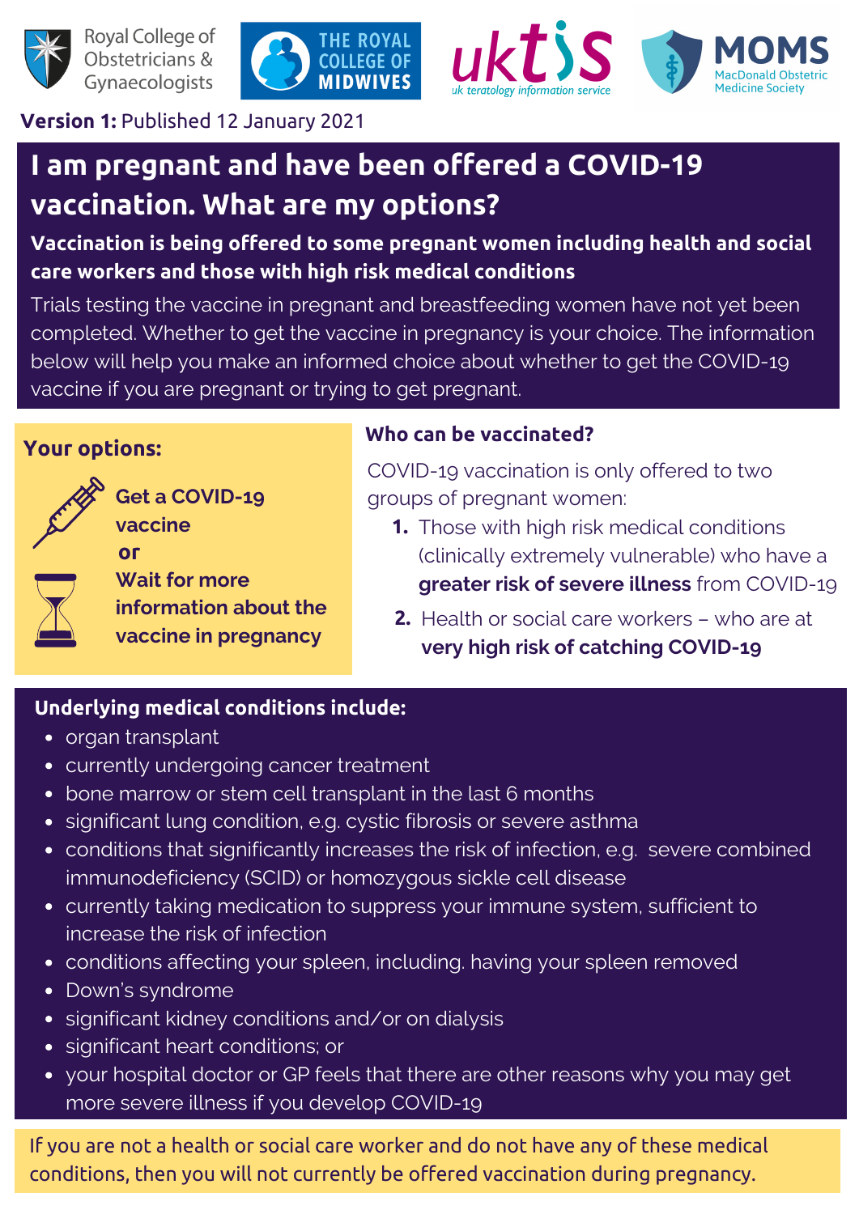Royal College of Obstetricians & Gynaecologists | THE ROYAL COLLEGE OF MIDWIVES | uktis uk teratology information service | MOMS MacDonald Obstetric Medicine Society

**Version 1:** Published 12 January 2021

# I am pregnant and have been offered a COVID-19 vaccination. What are my options?

**Vaccination is being offered to some pregnant women including health and social care workers and those with high risk medical conditions**

Trials testing the vaccine in pregnant and breastfeeding women have not yet been completed. Whether to get the vaccine in pregnancy is your choice. The information below will help you make an informed choice about whether to get the COVID-19 vaccine if you are pregnant or trying to get pregnant.

## Your options:

**Get a COVID-19 vaccine**

**or**

**Wait for more information about the vaccine in pregnancy**

## Who can be vaccinated?

COVID-19 vaccination is only offered to two groups of pregnant women:

1. Those with high risk medical conditions (clinically extremely vulnerable) who have a **greater risk of severe illness** from COVID-19
2. Health or social care workers – who are at **very high risk of catching COVID-19**

## Underlying medical conditions include:

- organ transplant
- currently undergoing cancer treatment
- bone marrow or stem cell transplant in the last 6 months
- significant lung condition, e.g. cystic fibrosis or severe asthma
- conditions that significantly increases the risk of infection, e.g. severe combined immunodeficiency (SCID) or homozygous sickle cell disease
- currently taking medication to suppress your immune system, sufficient to increase the risk of infection
- conditions affecting your spleen, including. having your spleen removed
- Down's syndrome
- significant kidney conditions and/or on dialysis
- significant heart conditions; or
- your hospital doctor or GP feels that there are other reasons why you may get more severe illness if you develop COVID-19

If you are not a health or social care worker and do not have any of these medical conditions, then you will not currently be offered vaccination during pregnancy.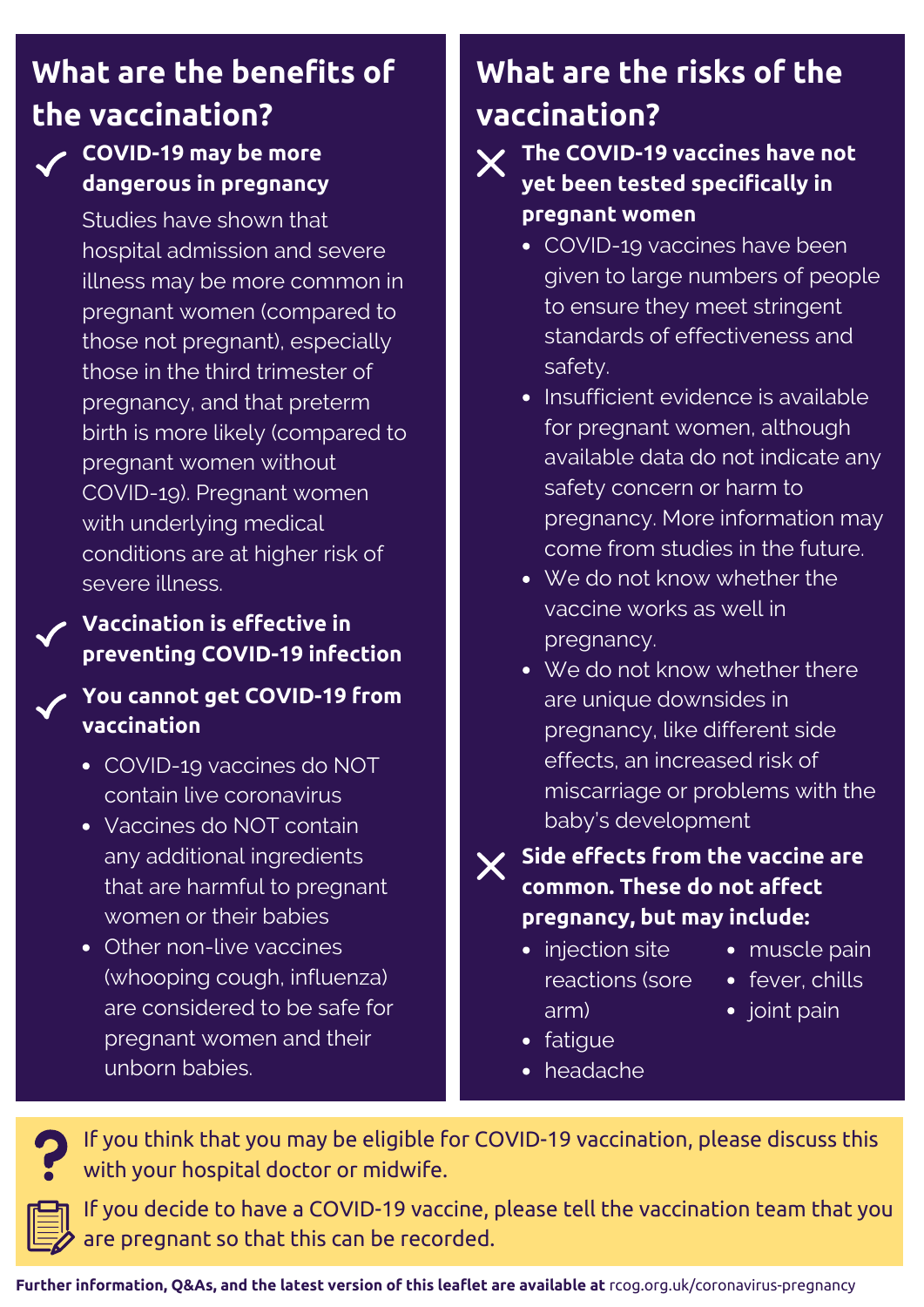## What are the benefits of the vaccination?

✓ **COVID-19 may be more dangerous in pregnancy**

Studies have shown that hospital admission and severe illness may be more common in pregnant women (compared to those not pregnant), especially those in the third trimester of pregnancy, and that preterm birth is more likely (compared to pregnant women without COVID-19). Pregnant women with underlying medical conditions are at higher risk of severe illness.

✓ **Vaccination is effective in preventing COVID-19 infection**

✓ **You cannot get COVID-19 from vaccination**

- COVID-19 vaccines do NOT contain live coronavirus
- Vaccines do NOT contain any additional ingredients that are harmful to pregnant women or their babies
- Other non-live vaccines (whooping cough, influenza) are considered to be safe for pregnant women and their unborn babies.

## What are the risks of the vaccination?

✗ **The COVID-19 vaccines have not yet been tested specifically in pregnant women**

- COVID-19 vaccines have been given to large numbers of people to ensure they meet stringent standards of effectiveness and safety.
- Insufficient evidence is available for pregnant women, although available data do not indicate any safety concern or harm to pregnancy. More information may come from studies in the future.
- We do not know whether the vaccine works as well in pregnancy.
- We do not know whether there are unique downsides in pregnancy, like different side effects, an increased risk of miscarriage or problems with the baby's development

✗ **Side effects from the vaccine are common. These do not affect pregnancy, but may include:**

- injection site reactions (sore arm)
- fatigue
- headache
- muscle pain
- fever, chills
- joint pain

If you think that you may be eligible for COVID-19 vaccination, please discuss this with your hospital doctor or midwife.

If you decide to have a COVID-19 vaccine, please tell the vaccination team that you are pregnant so that this can be recorded.

**Further information, Q&As, and the latest version of this leaflet are available at** rcog.org.uk/coronavirus-pregnancy